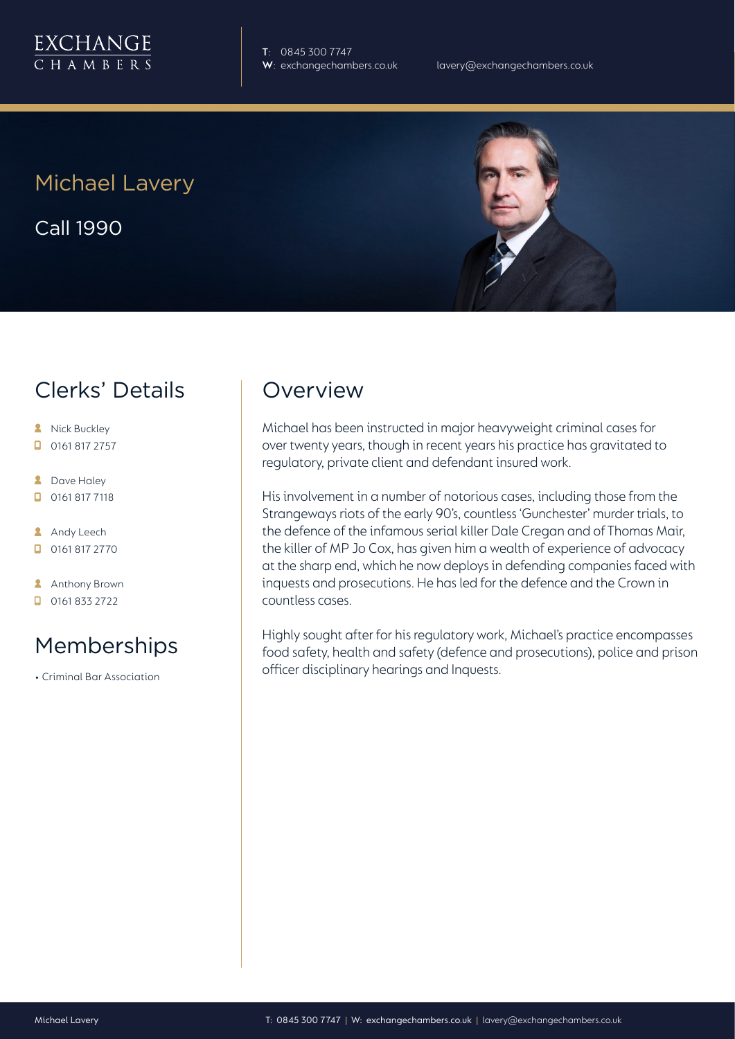EXCHANGE CHAMBERS

**T**: 0845 300 7747
**W**: exchangechambers.co.uk
lavery@exchangechambers.co.uk

# Michael Lavery

Call 1990

## Clerks' Details

- Nick Buckley
- 0161 817 2757
- Dave Haley
- 0161 817 7118
- Andy Leech
- 0161 817 2770
- Anthony Brown
- 0161 833 2722

## Memberships

- Criminal Bar Association

## Overview

Michael has been instructed in major heavyweight criminal cases for over twenty years, though in recent years his practice has gravitated to regulatory, private client and defendant insured work.

His involvement in a number of notorious cases, including those from the Strangeways riots of the early 90's, countless 'Gunchester' murder trials, to the defence of the infamous serial killer Dale Cregan and of Thomas Mair, the killer of MP Jo Cox, has given him a wealth of experience of advocacy at the sharp end, which he now deploys in defending companies faced with inquests and prosecutions. He has led for the defence and the Crown in countless cases.

Highly sought after for his regulatory work, Michael's practice encompasses food safety, health and safety (defence and prosecutions), police and prison officer disciplinary hearings and Inquests.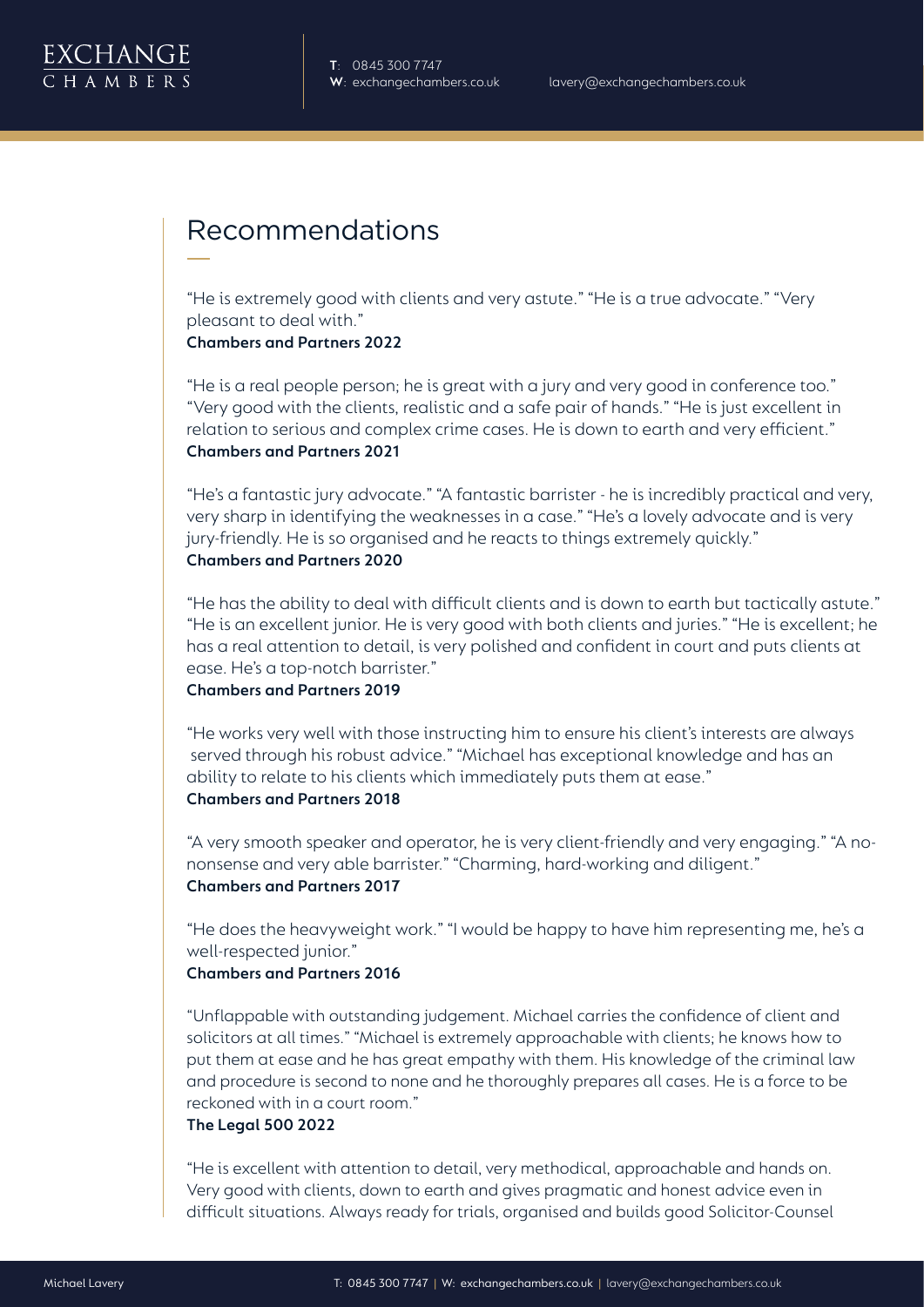## Recommendations

"He is extremely good with clients and very astute." "He is a true advocate." "Very pleasant to deal with."
**Chambers and Partners 2022**

"He is a real people person; he is great with a jury and very good in conference too." "Very good with the clients, realistic and a safe pair of hands." "He is just excellent in relation to serious and complex crime cases. He is down to earth and very efficient."
**Chambers and Partners 2021**

"He's a fantastic jury advocate." "A fantastic barrister - he is incredibly practical and very, very sharp in identifying the weaknesses in a case." "He's a lovely advocate and is very jury-friendly. He is so organised and he reacts to things extremely quickly."
**Chambers and Partners 2020**

"He has the ability to deal with difficult clients and is down to earth but tactically astute." "He is an excellent junior. He is very good with both clients and juries." "He is excellent; he has a real attention to detail, is very polished and confident in court and puts clients at ease. He's a top-notch barrister."
**Chambers and Partners 2019**

"He works very well with those instructing him to ensure his client's interests are always served through his robust advice." "Michael has exceptional knowledge and has an ability to relate to his clients which immediately puts them at ease."
**Chambers and Partners 2018**

"A very smooth speaker and operator, he is very client-friendly and very engaging." "A no-nonsense and very able barrister." "Charming, hard-working and diligent."
**Chambers and Partners 2017**

"He does the heavyweight work." "I would be happy to have him representing me, he's a well-respected junior."
**Chambers and Partners 2016**

"Unflappable with outstanding judgement. Michael carries the confidence of client and solicitors at all times." "Michael is extremely approachable with clients; he knows how to put them at ease and he has great empathy with them. His knowledge of the criminal law and procedure is second to none and he thoroughly prepares all cases. He is a force to be reckoned with in a court room."
**The Legal 500 2022**

"He is excellent with attention to detail, very methodical, approachable and hands on. Very good with clients, down to earth and gives pragmatic and honest advice even in difficult situations. Always ready for trials, organised and builds good Solicitor-Counsel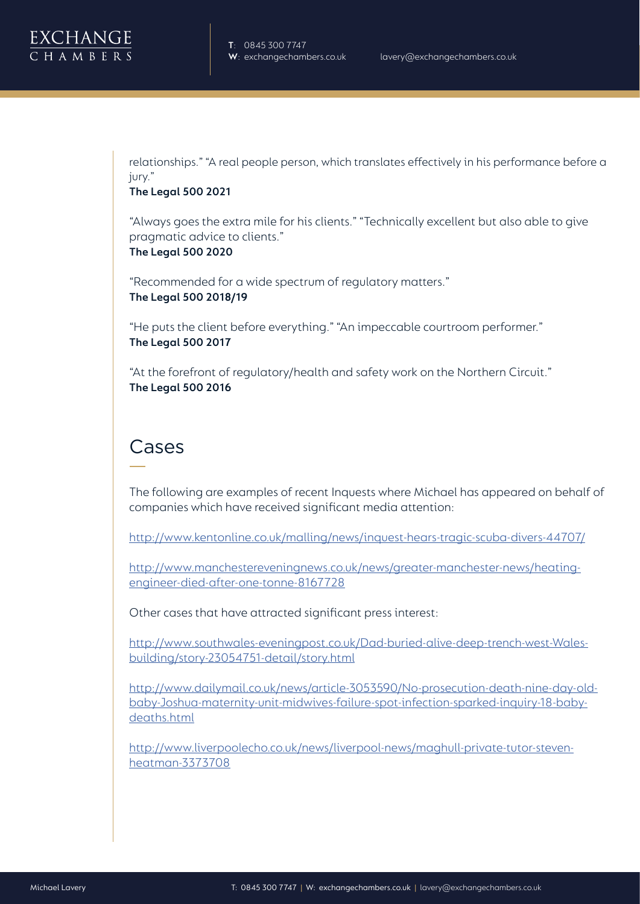relationships." "A real people person, which translates effectively in his performance before a jury."
**The Legal 500 2021**

"Always goes the extra mile for his clients." "Technically excellent but also able to give pragmatic advice to clients."
**The Legal 500 2020**

"Recommended for a wide spectrum of regulatory matters."
**The Legal 500 2018/19**

"He puts the client before everything." "An impeccable courtroom performer."
**The Legal 500 2017**

"At the forefront of regulatory/health and safety work on the Northern Circuit."
**The Legal 500 2016**

## Cases

The following are examples of recent Inquests where Michael has appeared on behalf of companies which have received significant media attention:

http://www.kentonline.co.uk/malling/news/inquest-hears-tragic-scuba-divers-44707/

http://www.manchestereveningnews.co.uk/news/greater-manchester-news/heating-engineer-died-after-one-tonne-8167728

Other cases that have attracted significant press interest:

http://www.southwales-eveningpost.co.uk/Dad-buried-alive-deep-trench-west-Wales-building/story-23054751-detail/story.html

http://www.dailymail.co.uk/news/article-3053590/No-prosecution-death-nine-day-old-baby-Joshua-maternity-unit-midwives-failure-spot-infection-sparked-inquiry-18-baby-deaths.html

http://www.liverpoolecho.co.uk/news/liverpool-news/maghull-private-tutor-steven-heatman-3373708